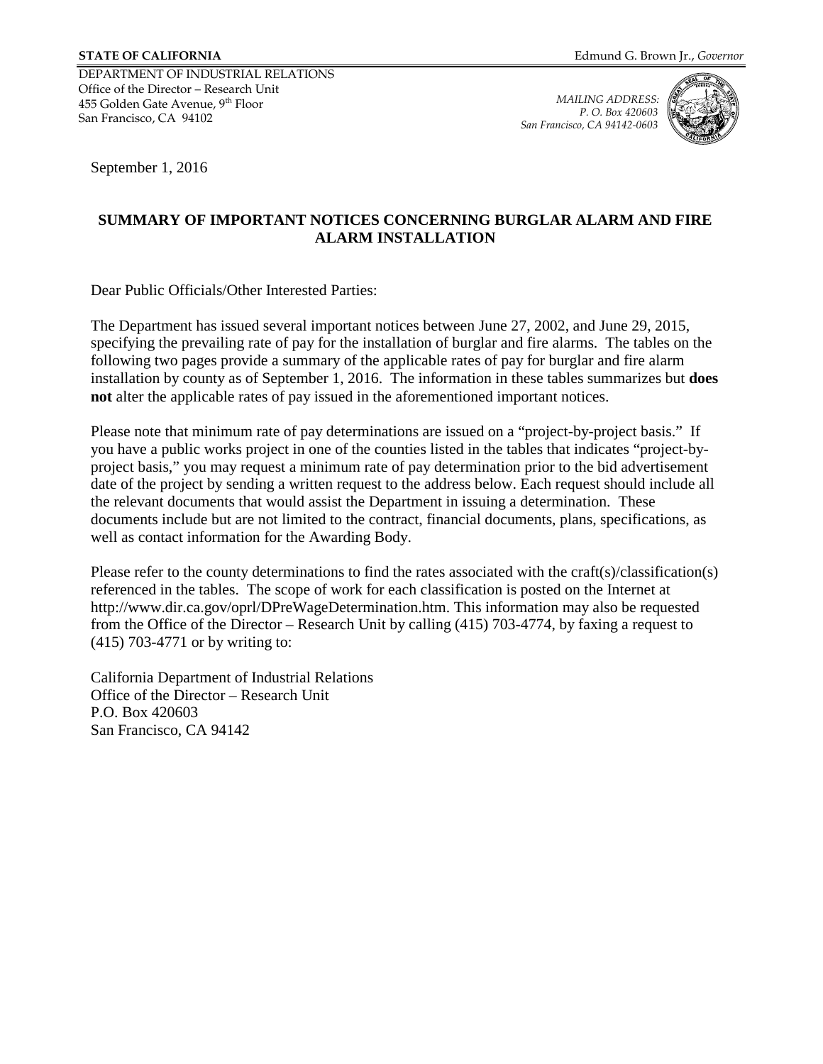**STATE OF CALIFORNIA** Edmund G. Brown Jr., *Governor*

DEPARTMENT OF INDUSTRIAL RELATIONS
Office of the Director – Research Unit
455 Golden Gate Avenue, 9th Floor
San Francisco, CA 94102

*MAILING ADDRESS:*
*P. O. Box 420603*
*San Francisco, CA 94142-0603*

September 1, 2016

**SUMMARY OF IMPORTANT NOTICES CONCERNING BURGLAR ALARM AND FIRE ALARM INSTALLATION**

Dear Public Officials/Other Interested Parties:

The Department has issued several important notices between June 27, 2002, and June 29, 2015, specifying the prevailing rate of pay for the installation of burglar and fire alarms. The tables on the following two pages provide a summary of the applicable rates of pay for burglar and fire alarm installation by county as of September 1, 2016. The information in these tables summarizes but **does not** alter the applicable rates of pay issued in the aforementioned important notices.

Please note that minimum rate of pay determinations are issued on a "project-by-project basis." If you have a public works project in one of the counties listed in the tables that indicates "project-by-project basis," you may request a minimum rate of pay determination prior to the bid advertisement date of the project by sending a written request to the address below. Each request should include all the relevant documents that would assist the Department in issuing a determination. These documents include but are not limited to the contract, financial documents, plans, specifications, as well as contact information for the Awarding Body.

Please refer to the county determinations to find the rates associated with the craft(s)/classification(s) referenced in the tables. The scope of work for each classification is posted on the Internet at http://www.dir.ca.gov/oprl/DPreWageDetermination.htm. This information may also be requested from the Office of the Director – Research Unit by calling (415) 703-4774, by faxing a request to (415) 703-4771 or by writing to:

California Department of Industrial Relations
Office of the Director – Research Unit
P.O. Box 420603
San Francisco, CA 94142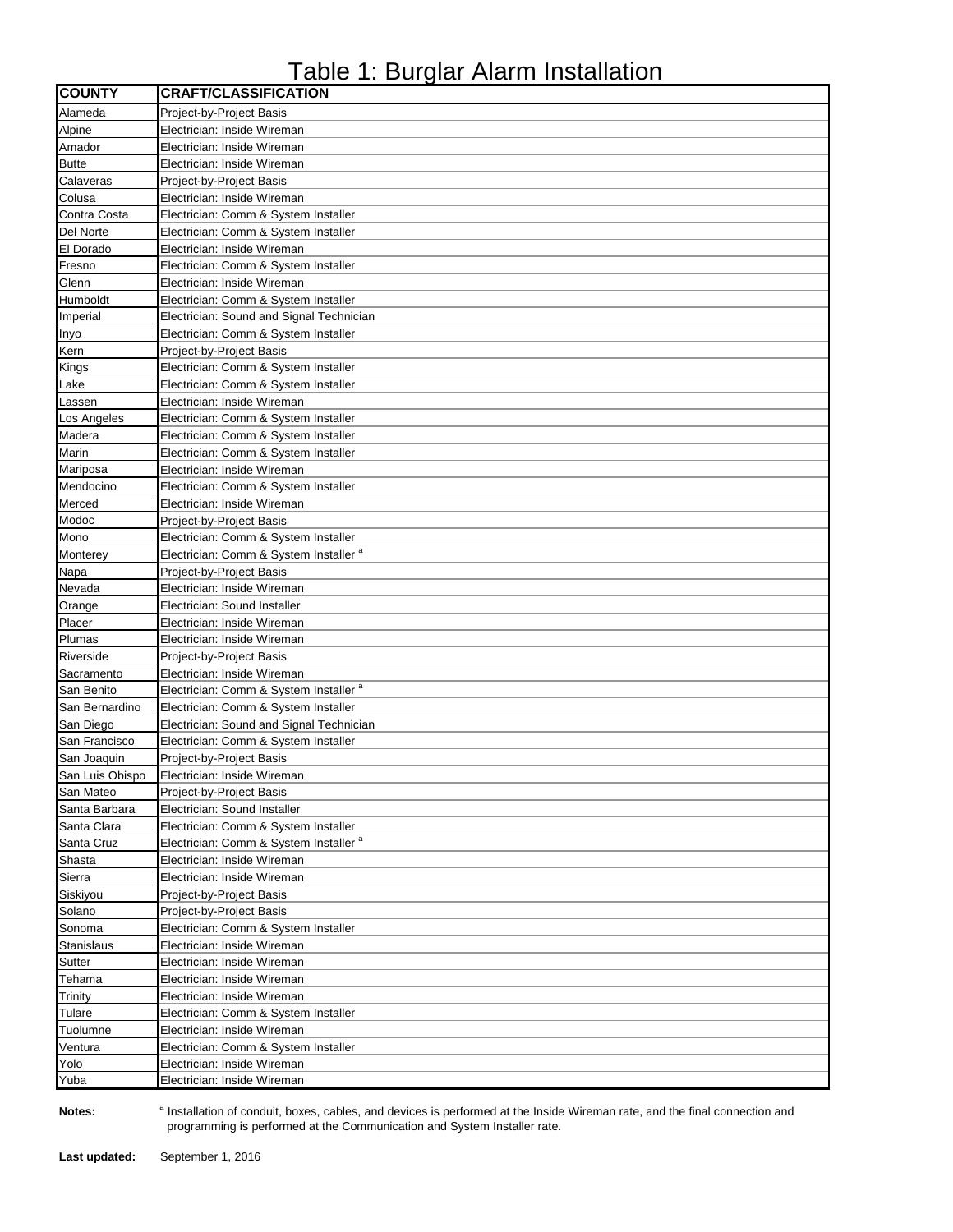# Table 1: Burglar Alarm Installation

| COUNTY | CRAFT/CLASSIFICATION |
|---|---|
| Alameda | Project-by-Project Basis |
| Alpine | Electrician: Inside Wireman |
| Amador | Electrician: Inside Wireman |
| Butte | Electrician: Inside Wireman |
| Calaveras | Project-by-Project Basis |
| Colusa | Electrician: Inside Wireman |
| Contra Costa | Electrician: Comm & System Installer |
| Del Norte | Electrician: Comm & System Installer |
| El Dorado | Electrician: Inside Wireman |
| Fresno | Electrician: Comm & System Installer |
| Glenn | Electrician: Inside Wireman |
| Humboldt | Electrician: Comm & System Installer |
| Imperial | Electrician: Sound and Signal Technician |
| Inyo | Electrician: Comm & System Installer |
| Kern | Project-by-Project Basis |
| Kings | Electrician: Comm & System Installer |
| Lake | Electrician: Comm & System Installer |
| Lassen | Electrician: Inside Wireman |
| Los Angeles | Electrician: Comm & System Installer |
| Madera | Electrician: Comm & System Installer |
| Marin | Electrician: Comm & System Installer |
| Mariposa | Electrician: Inside Wireman |
| Mendocino | Electrician: Comm & System Installer |
| Merced | Electrician: Inside Wireman |
| Modoc | Project-by-Project Basis |
| Mono | Electrician: Comm & System Installer |
| Monterey | Electrician: Comm & System Installer [a] |
| Napa | Project-by-Project Basis |
| Nevada | Electrician: Inside Wireman |
| Orange | Electrician: Sound Installer |
| Placer | Electrician: Inside Wireman |
| Plumas | Electrician: Inside Wireman |
| Riverside | Project-by-Project Basis |
| Sacramento | Electrician: Inside Wireman |
| San Benito | Electrician: Comm & System Installer [a] |
| San Bernardino | Electrician: Comm & System Installer |
| San Diego | Electrician: Sound and Signal Technician |
| San Francisco | Electrician: Comm & System Installer |
| San Joaquin | Project-by-Project Basis |
| San Luis Obispo | Electrician: Inside Wireman |
| San Mateo | Project-by-Project Basis |
| Santa Barbara | Electrician: Sound Installer |
| Santa Clara | Electrician: Comm & System Installer |
| Santa Cruz | Electrician: Comm & System Installer [a] |
| Shasta | Electrician: Inside Wireman |
| Sierra | Electrician: Inside Wireman |
| Siskiyou | Project-by-Project Basis |
| Solano | Project-by-Project Basis |
| Sonoma | Electrician: Comm & System Installer |
| Stanislaus | Electrician: Inside Wireman |
| Sutter | Electrician: Inside Wireman |
| Tehama | Electrician: Inside Wireman |
| Trinity | Electrician: Inside Wireman |
| Tulare | Electrician: Comm & System Installer |
| Tuolumne | Electrician: Inside Wireman |
| Ventura | Electrician: Comm & System Installer |
| Yolo | Electrician: Inside Wireman |
| Yuba | Electrician: Inside Wireman |

**Notes:** [a] Installation of conduit, boxes, cables, and devices is performed at the Inside Wireman rate, and the final connection and programming is performed at the Communication and System Installer rate.

**Last updated:** September 1, 2016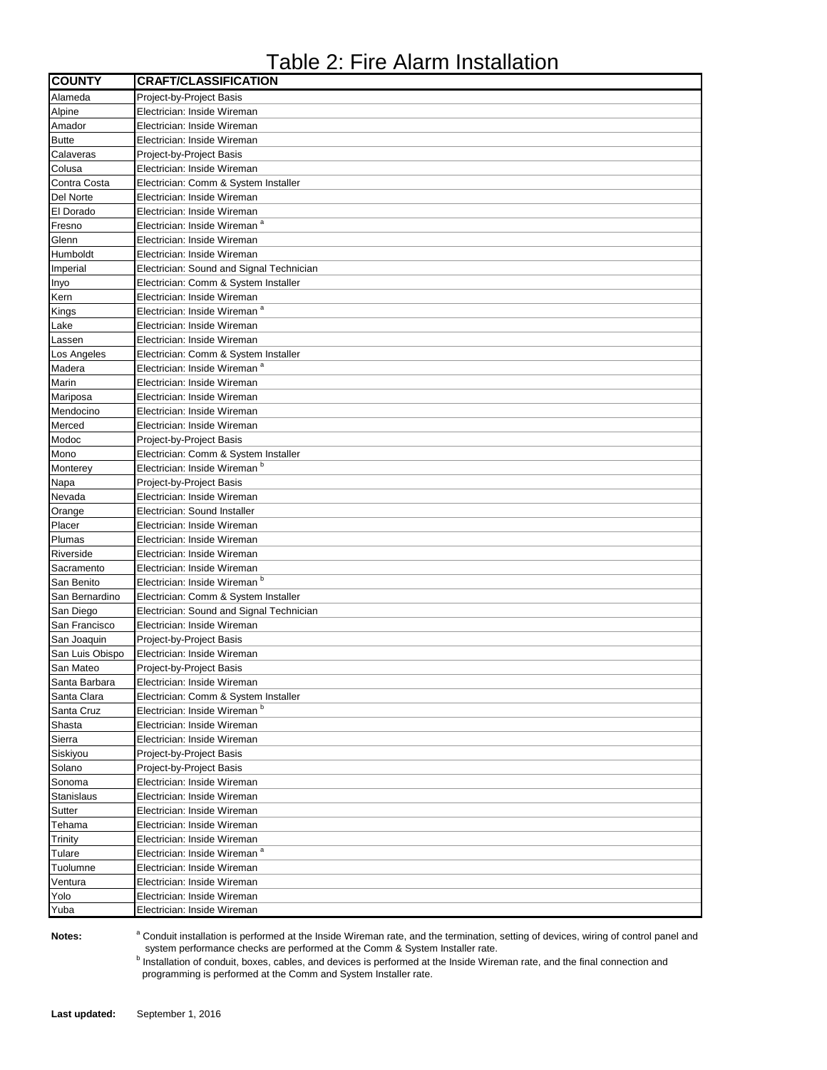# Table 2: Fire Alarm Installation

| COUNTY | CRAFT/CLASSIFICATION |
|---|---|
| Alameda | Project-by-Project Basis |
| Alpine | Electrician: Inside Wireman |
| Amador | Electrician: Inside Wireman |
| Butte | Electrician: Inside Wireman |
| Calaveras | Project-by-Project Basis |
| Colusa | Electrician: Inside Wireman |
| Contra Costa | Electrician: Comm & System Installer |
| Del Norte | Electrician: Inside Wireman |
| El Dorado | Electrician: Inside Wireman |
| Fresno | Electrician: Inside Wireman [a] |
| Glenn | Electrician: Inside Wireman |
| Humboldt | Electrician: Inside Wireman |
| Imperial | Electrician: Sound and Signal Technician |
| Inyo | Electrician: Comm & System Installer |
| Kern | Electrician: Inside Wireman |
| Kings | Electrician: Inside Wireman [a] |
| Lake | Electrician: Inside Wireman |
| Lassen | Electrician: Inside Wireman |
| Los Angeles | Electrician: Comm & System Installer |
| Madera | Electrician: Inside Wireman [a] |
| Marin | Electrician: Inside Wireman |
| Mariposa | Electrician: Inside Wireman |
| Mendocino | Electrician: Inside Wireman |
| Merced | Electrician: Inside Wireman |
| Modoc | Project-by-Project Basis |
| Mono | Electrician: Comm & System Installer |
| Monterey | Electrician: Inside Wireman [b] |
| Napa | Project-by-Project Basis |
| Nevada | Electrician: Inside Wireman |
| Orange | Electrician: Sound Installer |
| Placer | Electrician: Inside Wireman |
| Plumas | Electrician: Inside Wireman |
| Riverside | Electrician: Inside Wireman |
| Sacramento | Electrician: Inside Wireman |
| San Benito | Electrician: Inside Wireman [b] |
| San Bernardino | Electrician: Comm & System Installer |
| San Diego | Electrician: Sound and Signal Technician |
| San Francisco | Electrician: Inside Wireman |
| San Joaquin | Project-by-Project Basis |
| San Luis Obispo | Electrician: Inside Wireman |
| San Mateo | Project-by-Project Basis |
| Santa Barbara | Electrician: Inside Wireman |
| Santa Clara | Electrician: Comm & System Installer |
| Santa Cruz | Electrician: Inside Wireman [b] |
| Shasta | Electrician: Inside Wireman |
| Sierra | Electrician: Inside Wireman |
| Siskiyou | Project-by-Project Basis |
| Solano | Project-by-Project Basis |
| Sonoma | Electrician: Inside Wireman |
| Stanislaus | Electrician: Inside Wireman |
| Sutter | Electrician: Inside Wireman |
| Tehama | Electrician: Inside Wireman |
| Trinity | Electrician: Inside Wireman |
| Tulare | Electrician: Inside Wireman [a] |
| Tuolumne | Electrician: Inside Wireman |
| Ventura | Electrician: Inside Wireman |
| Yolo | Electrician: Inside Wireman |
| Yuba | Electrician: Inside Wireman |

**Notes:**

[a] Conduit installation is performed at the Inside Wireman rate, and the termination, setting of devices, wiring of control panel and system performance checks are performed at the Comm & System Installer rate.

[b] Installation of conduit, boxes, cables, and devices is performed at the Inside Wireman rate, and the final connection and programming is performed at the Comm and System Installer rate.

**Last updated:** September 1, 2016